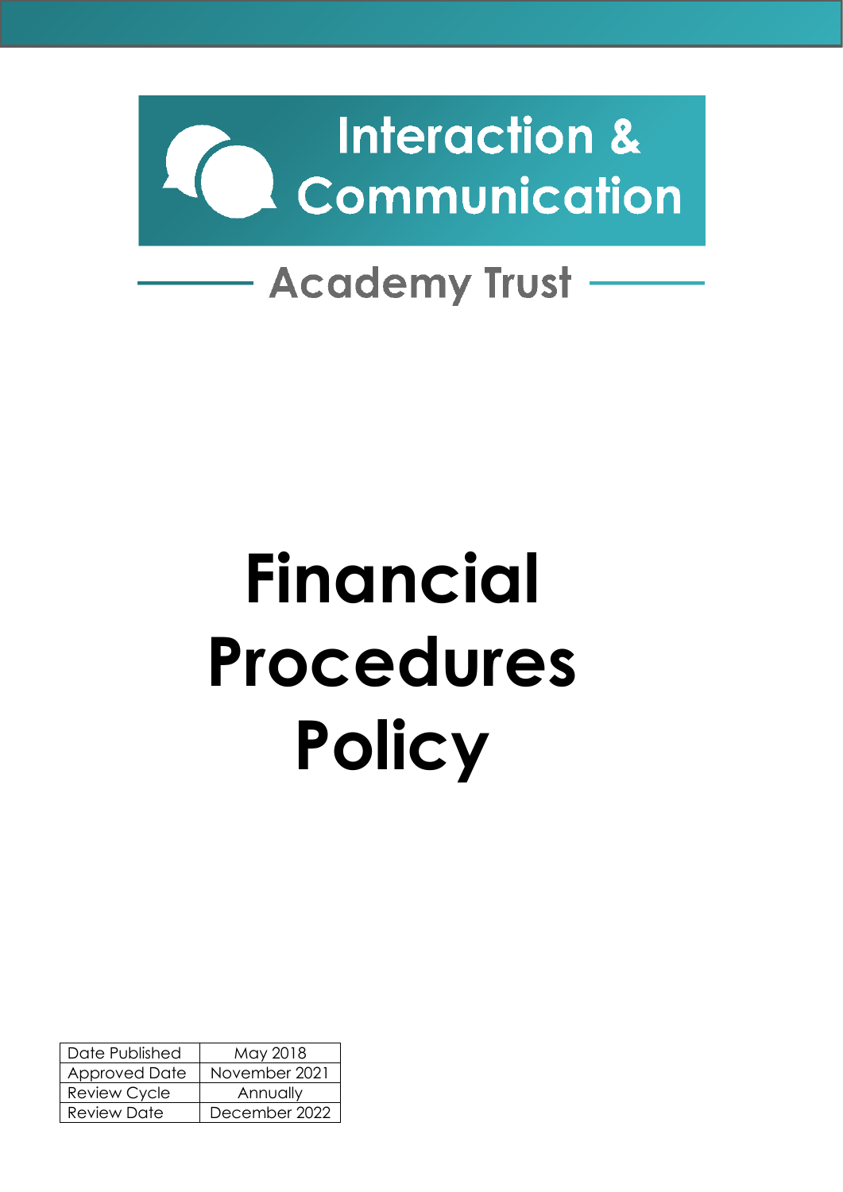Interaction & Communication

Academy Trust

# Financial Procedures Policy

| Date Published | May 2018 |
|---|---|
| Approved Date | November 2021 |
| Review Cycle | Annually |
| Review Date | December 2022 |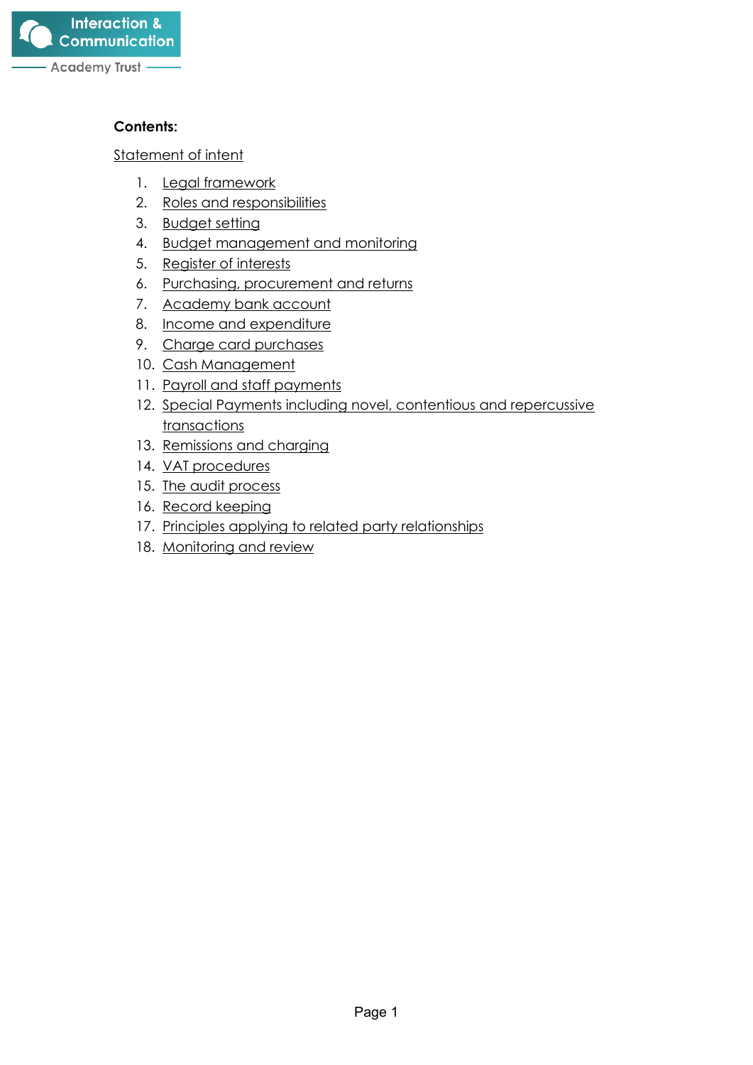**Contents:**

Statement of intent

1. Legal framework
2. Roles and responsibilities
3. Budget setting
4. Budget management and monitoring
5. Register of interests
6. Purchasing, procurement and returns
7. Academy bank account
8. Income and expenditure
9. Charge card purchases
10. Cash Management
11. Payroll and staff payments
12. Special Payments including novel, contentious and repercussive transactions
13. Remissions and charging
14. VAT procedures
15. The audit process
16. Record keeping
17. Principles applying to related party relationships
18. Monitoring and review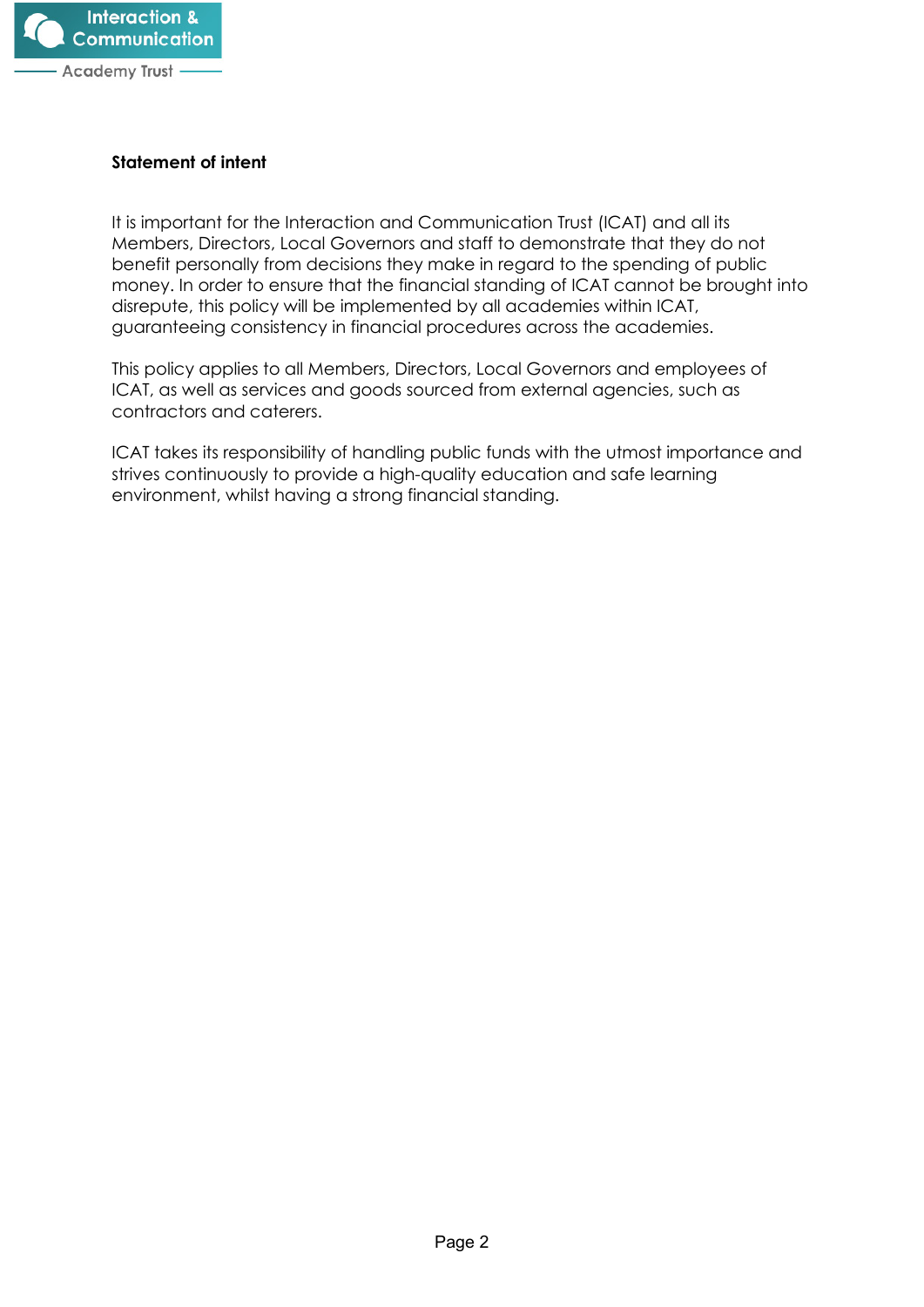**Statement of intent**

It is important for the Interaction and Communication Trust (ICAT) and all its Members, Directors, Local Governors and staff to demonstrate that they do not benefit personally from decisions they make in regard to the spending of public money. In order to ensure that the financial standing of ICAT cannot be brought into disrepute, this policy will be implemented by all academies within ICAT, guaranteeing consistency in financial procedures across the academies.

This policy applies to all Members, Directors, Local Governors and employees of ICAT, as well as services and goods sourced from external agencies, such as contractors and caterers.

ICAT takes its responsibility of handling public funds with the utmost importance and strives continuously to provide a high-quality education and safe learning environment, whilst having a strong financial standing.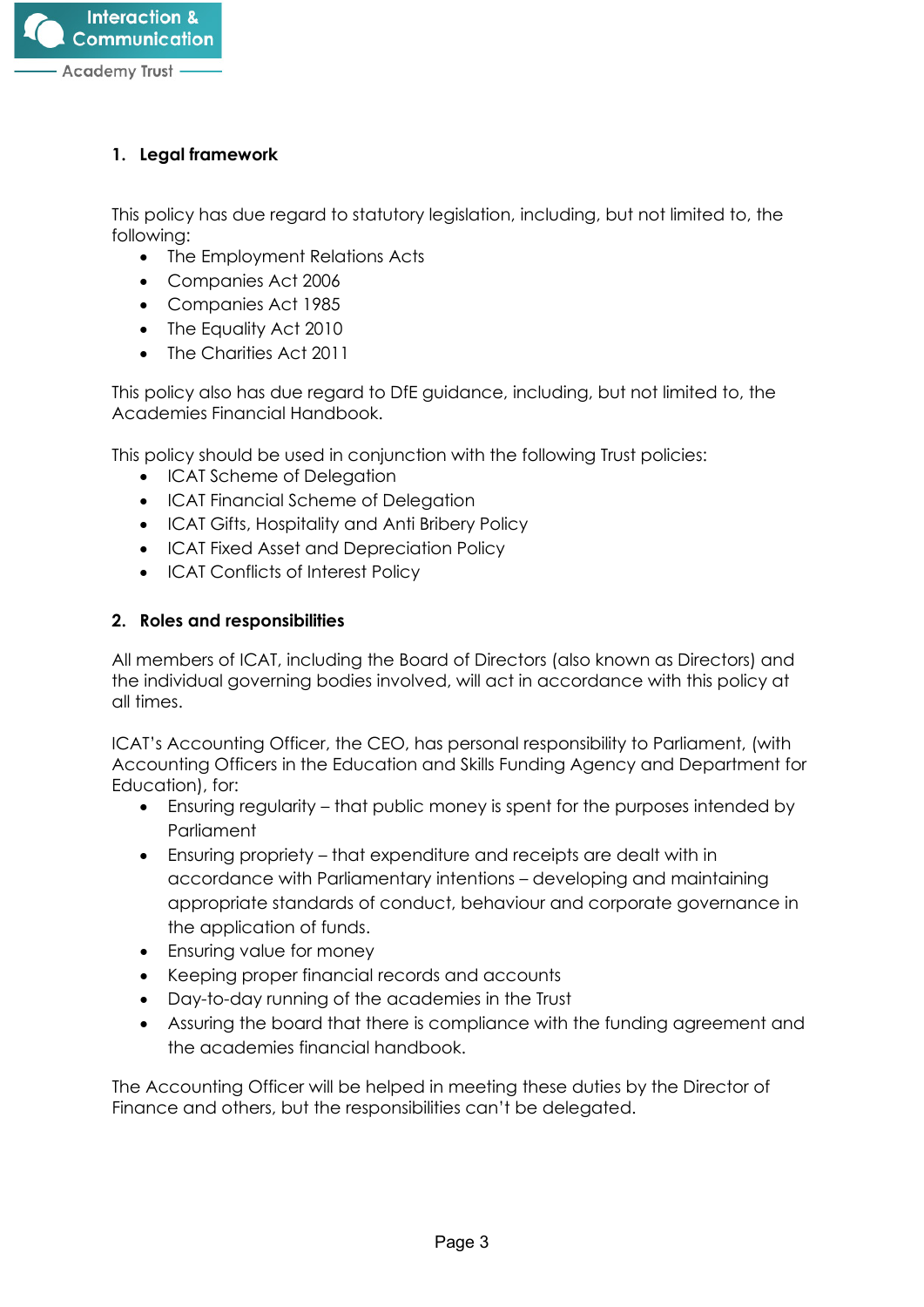## 1. Legal framework

This policy has due regard to statutory legislation, including, but not limited to, the following:

- The Employment Relations Acts
- Companies Act 2006
- Companies Act 1985
- The Equality Act 2010
- The Charities Act 2011

This policy also has due regard to DfE guidance, including, but not limited to, the Academies Financial Handbook.

This policy should be used in conjunction with the following Trust policies:

- ICAT Scheme of Delegation
- ICAT Financial Scheme of Delegation
- ICAT Gifts, Hospitality and Anti Bribery Policy
- ICAT Fixed Asset and Depreciation Policy
- ICAT Conflicts of Interest Policy

## 2. Roles and responsibilities

All members of ICAT, including the Board of Directors (also known as Directors) and the individual governing bodies involved, will act in accordance with this policy at all times.

ICAT's Accounting Officer, the CEO, has personal responsibility to Parliament, (with Accounting Officers in the Education and Skills Funding Agency and Department for Education), for:

- Ensuring regularity – that public money is spent for the purposes intended by Parliament
- Ensuring propriety – that expenditure and receipts are dealt with in accordance with Parliamentary intentions – developing and maintaining appropriate standards of conduct, behaviour and corporate governance in the application of funds.
- Ensuring value for money
- Keeping proper financial records and accounts
- Day-to-day running of the academies in the Trust
- Assuring the board that there is compliance with the funding agreement and the academies financial handbook.

The Accounting Officer will be helped in meeting these duties by the Director of Finance and others, but the responsibilities can't be delegated.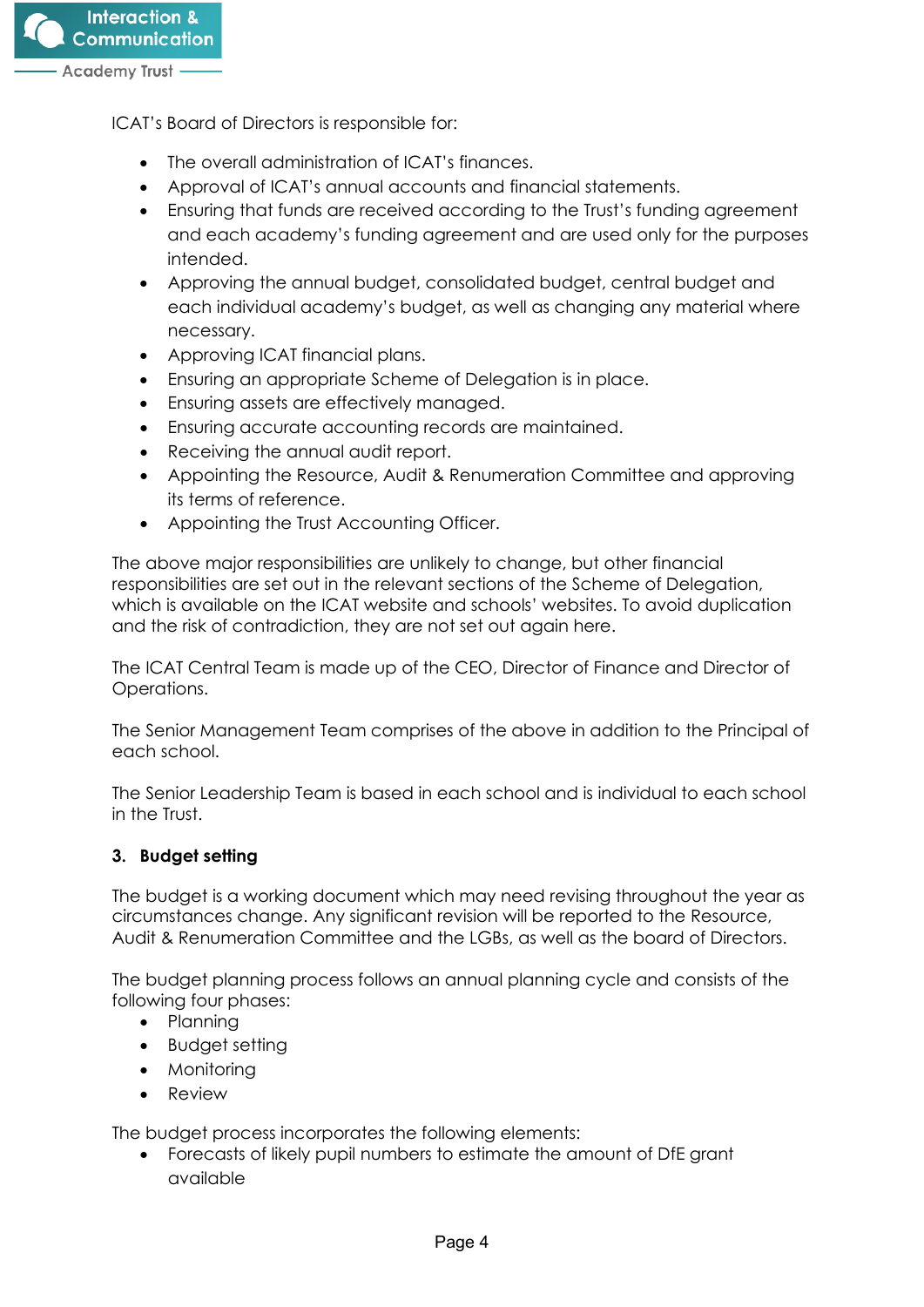ICAT's Board of Directors is responsible for:

- The overall administration of ICAT's finances.
- Approval of ICAT's annual accounts and financial statements.
- Ensuring that funds are received according to the Trust's funding agreement and each academy's funding agreement and are used only for the purposes intended.
- Approving the annual budget, consolidated budget, central budget and each individual academy's budget, as well as changing any material where necessary.
- Approving ICAT financial plans.
- Ensuring an appropriate Scheme of Delegation is in place.
- Ensuring assets are effectively managed.
- Ensuring accurate accounting records are maintained.
- Receiving the annual audit report.
- Appointing the Resource, Audit & Renumeration Committee and approving its terms of reference.
- Appointing the Trust Accounting Officer.

The above major responsibilities are unlikely to change, but other financial responsibilities are set out in the relevant sections of the Scheme of Delegation, which is available on the ICAT website and schools' websites. To avoid duplication and the risk of contradiction, they are not set out again here.

The ICAT Central Team is made up of the CEO, Director of Finance and Director of Operations.

The Senior Management Team comprises of the above in addition to the Principal of each school.

The Senior Leadership Team is based in each school and is individual to each school in the Trust.

## 3. Budget setting

The budget is a working document which may need revising throughout the year as circumstances change. Any significant revision will be reported to the Resource, Audit & Renumeration Committee and the LGBs, as well as the board of Directors.

The budget planning process follows an annual planning cycle and consists of the following four phases:

- Planning
- Budget setting
- Monitoring
- Review

The budget process incorporates the following elements:

- Forecasts of likely pupil numbers to estimate the amount of DfE grant available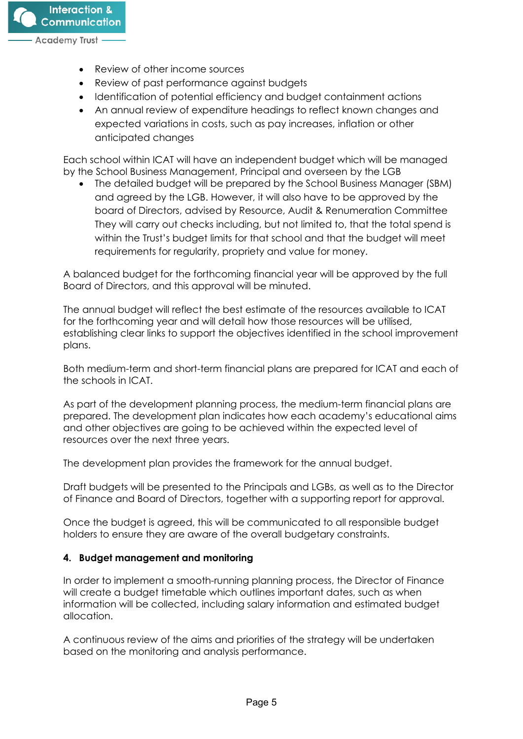- Review of other income sources
- Review of past performance against budgets
- Identification of potential efficiency and budget containment actions
- An annual review of expenditure headings to reflect known changes and expected variations in costs, such as pay increases, inflation or other anticipated changes

Each school within ICAT will have an independent budget which will be managed by the School Business Management, Principal and overseen by the LGB

- The detailed budget will be prepared by the School Business Manager (SBM) and agreed by the LGB. However, it will also have to be approved by the board of Directors, advised by Resource, Audit & Renumeration Committee They will carry out checks including, but not limited to, that the total spend is within the Trust's budget limits for that school and that the budget will meet requirements for regularity, propriety and value for money.

A balanced budget for the forthcoming financial year will be approved by the full Board of Directors, and this approval will be minuted.

The annual budget will reflect the best estimate of the resources available to ICAT for the forthcoming year and will detail how those resources will be utilised, establishing clear links to support the objectives identified in the school improvement plans.

Both medium-term and short-term financial plans are prepared for ICAT and each of the schools in ICAT.

As part of the development planning process, the medium-term financial plans are prepared. The development plan indicates how each academy's educational aims and other objectives are going to be achieved within the expected level of resources over the next three years.

The development plan provides the framework for the annual budget.

Draft budgets will be presented to the Principals and LGBs, as well as to the Director of Finance and Board of Directors, together with a supporting report for approval.

Once the budget is agreed, this will be communicated to all responsible budget holders to ensure they are aware of the overall budgetary constraints.

## 4. Budget management and monitoring

In order to implement a smooth-running planning process, the Director of Finance will create a budget timetable which outlines important dates, such as when information will be collected, including salary information and estimated budget allocation.

A continuous review of the aims and priorities of the strategy will be undertaken based on the monitoring and analysis performance.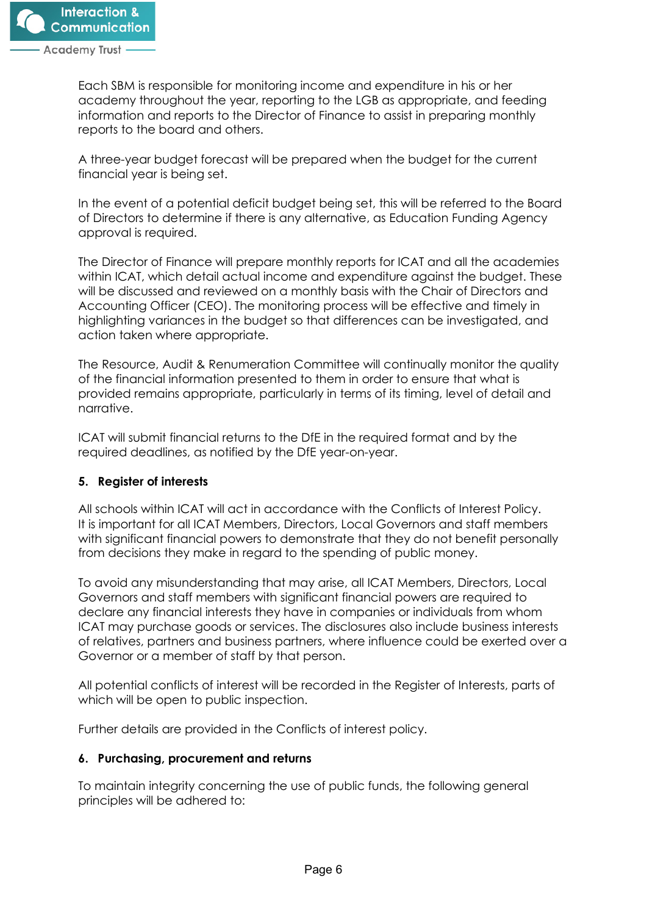Each SBM is responsible for monitoring income and expenditure in his or her academy throughout the year, reporting to the LGB as appropriate, and feeding information and reports to the Director of Finance to assist in preparing monthly reports to the board and others.

A three-year budget forecast will be prepared when the budget for the current financial year is being set.

In the event of a potential deficit budget being set, this will be referred to the Board of Directors to determine if there is any alternative, as Education Funding Agency approval is required.

The Director of Finance will prepare monthly reports for ICAT and all the academies within ICAT, which detail actual income and expenditure against the budget. These will be discussed and reviewed on a monthly basis with the Chair of Directors and Accounting Officer (CEO). The monitoring process will be effective and timely in highlighting variances in the budget so that differences can be investigated, and action taken where appropriate.

The Resource, Audit & Renumeration Committee will continually monitor the quality of the financial information presented to them in order to ensure that what is provided remains appropriate, particularly in terms of its timing, level of detail and narrative.

ICAT will submit financial returns to the DfE in the required format and by the required deadlines, as notified by the DfE year-on-year.

**5. Register of interests**

All schools within ICAT will act in accordance with the Conflicts of Interest Policy. It is important for all ICAT Members, Directors, Local Governors and staff members with significant financial powers to demonstrate that they do not benefit personally from decisions they make in regard to the spending of public money.

To avoid any misunderstanding that may arise, all ICAT Members, Directors, Local Governors and staff members with significant financial powers are required to declare any financial interests they have in companies or individuals from whom ICAT may purchase goods or services. The disclosures also include business interests of relatives, partners and business partners, where influence could be exerted over a Governor or a member of staff by that person.

All potential conflicts of interest will be recorded in the Register of Interests, parts of which will be open to public inspection.

Further details are provided in the Conflicts of interest policy.

**6. Purchasing, procurement and returns**

To maintain integrity concerning the use of public funds, the following general principles will be adhered to: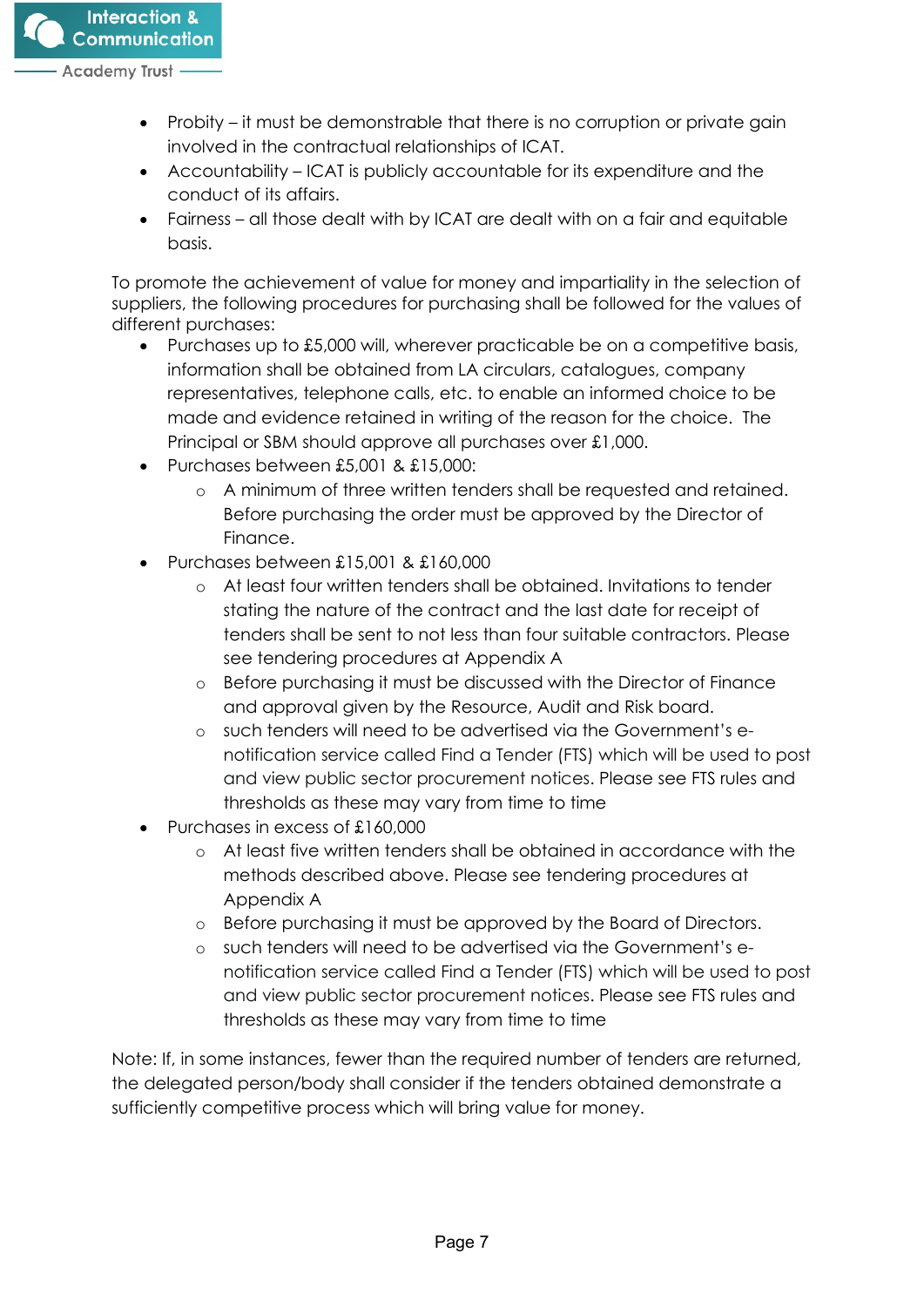- Probity – it must be demonstrable that there is no corruption or private gain involved in the contractual relationships of ICAT.
- Accountability – ICAT is publicly accountable for its expenditure and the conduct of its affairs.
- Fairness – all those dealt with by ICAT are dealt with on a fair and equitable basis.

To promote the achievement of value for money and impartiality in the selection of suppliers, the following procedures for purchasing shall be followed for the values of different purchases:

- Purchases up to £5,000 will, wherever practicable be on a competitive basis, information shall be obtained from LA circulars, catalogues, company representatives, telephone calls, etc. to enable an informed choice to be made and evidence retained in writing of the reason for the choice. The Principal or SBM should approve all purchases over £1,000.
- Purchases between £5,001 & £15,000:
  - A minimum of three written tenders shall be requested and retained. Before purchasing the order must be approved by the Director of Finance.
- Purchases between £15,001 & £160,000
  - At least four written tenders shall be obtained. Invitations to tender stating the nature of the contract and the last date for receipt of tenders shall be sent to not less than four suitable contractors. Please see tendering procedures at Appendix A
  - Before purchasing it must be discussed with the Director of Finance and approval given by the Resource, Audit and Risk board.
  - such tenders will need to be advertised via the Government's e-notification service called Find a Tender (FTS) which will be used to post and view public sector procurement notices. Please see FTS rules and thresholds as these may vary from time to time
- Purchases in excess of £160,000
  - At least five written tenders shall be obtained in accordance with the methods described above. Please see tendering procedures at Appendix A
  - Before purchasing it must be approved by the Board of Directors.
  - such tenders will need to be advertised via the Government's e-notification service called Find a Tender (FTS) which will be used to post and view public sector procurement notices. Please see FTS rules and thresholds as these may vary from time to time

Note: If, in some instances, fewer than the required number of tenders are returned, the delegated person/body shall consider if the tenders obtained demonstrate a sufficiently competitive process which will bring value for money.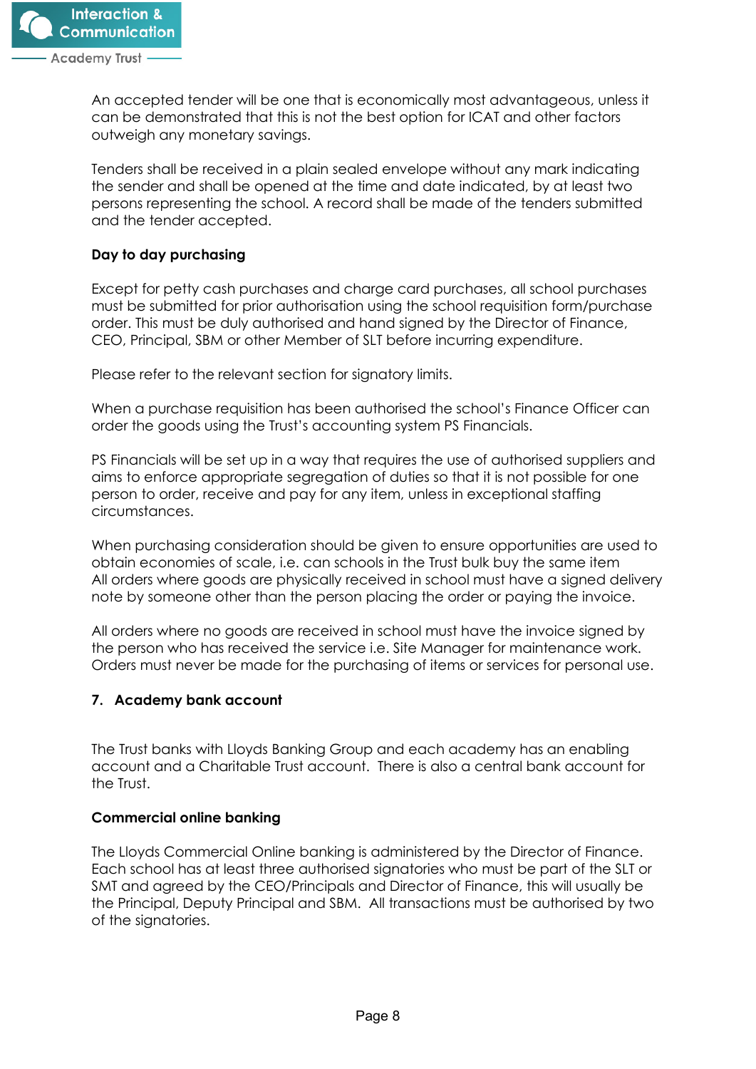An accepted tender will be one that is economically most advantageous, unless it can be demonstrated that this is not the best option for ICAT and other factors outweigh any monetary savings.

Tenders shall be received in a plain sealed envelope without any mark indicating the sender and shall be opened at the time and date indicated, by at least two persons representing the school. A record shall be made of the tenders submitted and the tender accepted.

**Day to day purchasing**

Except for petty cash purchases and charge card purchases, all school purchases must be submitted for prior authorisation using the school requisition form/purchase order. This must be duly authorised and hand signed by the Director of Finance, CEO, Principal, SBM or other Member of SLT before incurring expenditure.

Please refer to the relevant section for signatory limits.

When a purchase requisition has been authorised the school's Finance Officer can order the goods using the Trust's accounting system PS Financials.

PS Financials will be set up in a way that requires the use of authorised suppliers and aims to enforce appropriate segregation of duties so that it is not possible for one person to order, receive and pay for any item, unless in exceptional staffing circumstances.

When purchasing consideration should be given to ensure opportunities are used to obtain economies of scale, i.e. can schools in the Trust bulk buy the same item
All orders where goods are physically received in school must have a signed delivery note by someone other than the person placing the order or paying the invoice.

All orders where no goods are received in school must have the invoice signed by the person who has received the service i.e. Site Manager for maintenance work. Orders must never be made for the purchasing of items or services for personal use.

## 7. Academy bank account

The Trust banks with Lloyds Banking Group and each academy has an enabling account and a Charitable Trust account. There is also a central bank account for the Trust.

**Commercial online banking**

The Lloyds Commercial Online banking is administered by the Director of Finance. Each school has at least three authorised signatories who must be part of the SLT or SMT and agreed by the CEO/Principals and Director of Finance, this will usually be the Principal, Deputy Principal and SBM. All transactions must be authorised by two of the signatories.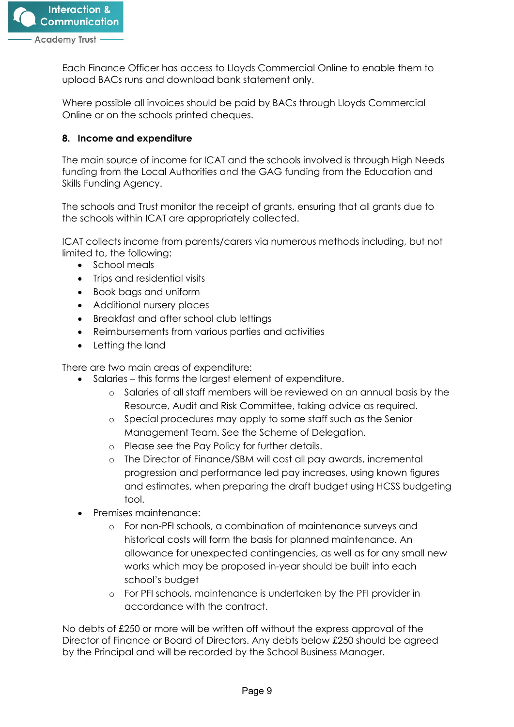Each Finance Officer has access to Lloyds Commercial Online to enable them to upload BACs runs and download bank statement only.

Where possible all invoices should be paid by BACs through Lloyds Commercial Online or on the schools printed cheques.

## 8. Income and expenditure

The main source of income for ICAT and the schools involved is through High Needs funding from the Local Authorities and the GAG funding from the Education and Skills Funding Agency.

The schools and Trust monitor the receipt of grants, ensuring that all grants due to the schools within ICAT are appropriately collected.

ICAT collects income from parents/carers via numerous methods including, but not limited to, the following:

- School meals
- Trips and residential visits
- Book bags and uniform
- Additional nursery places
- Breakfast and after school club lettings
- Reimbursements from various parties and activities
- Letting the land

There are two main areas of expenditure:

- Salaries – this forms the largest element of expenditure.
  - Salaries of all staff members will be reviewed on an annual basis by the Resource, Audit and Risk Committee, taking advice as required.
  - Special procedures may apply to some staff such as the Senior Management Team. See the Scheme of Delegation.
  - Please see the Pay Policy for further details.
  - The Director of Finance/SBM will cost all pay awards, incremental progression and performance led pay increases, using known figures and estimates, when preparing the draft budget using HCSS budgeting tool.
- Premises maintenance:
  - For non-PFI schools, a combination of maintenance surveys and historical costs will form the basis for planned maintenance. An allowance for unexpected contingencies, as well as for any small new works which may be proposed in-year should be built into each school's budget
  - For PFI schools, maintenance is undertaken by the PFI provider in accordance with the contract.

No debts of £250 or more will be written off without the express approval of the Director of Finance or Board of Directors. Any debts below £250 should be agreed by the Principal and will be recorded by the School Business Manager.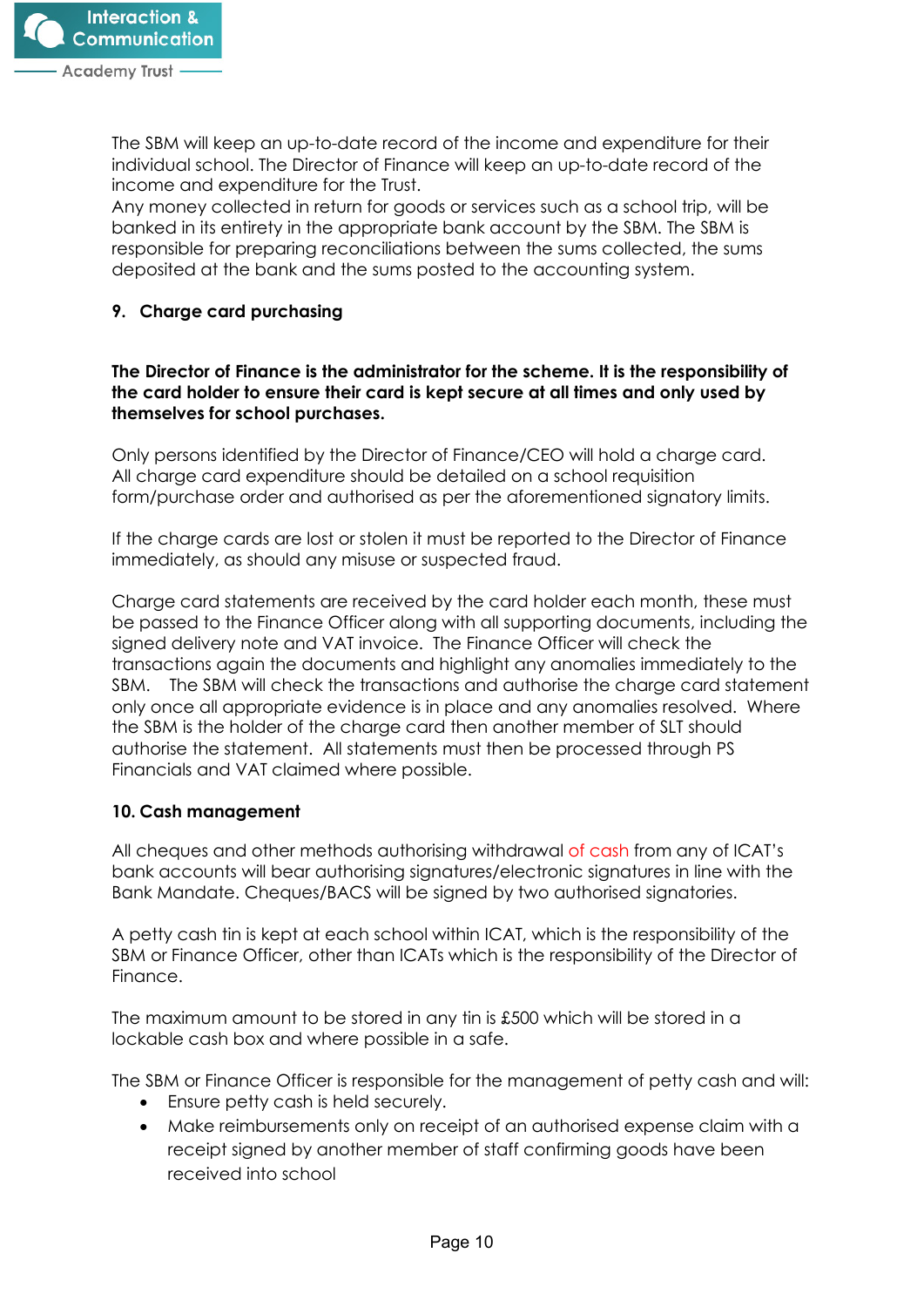The SBM will keep an up-to-date record of the income and expenditure for their individual school. The Director of Finance will keep an up-to-date record of the income and expenditure for the Trust.
Any money collected in return for goods or services such as a school trip, will be banked in its entirety in the appropriate bank account by the SBM. The SBM is responsible for preparing reconciliations between the sums collected, the sums deposited at the bank and the sums posted to the accounting system.

## 9. Charge card purchasing

**The Director of Finance is the administrator for the scheme. It is the responsibility of the card holder to ensure their card is kept secure at all times and only used by themselves for school purchases.**

Only persons identified by the Director of Finance/CEO will hold a charge card.
All charge card expenditure should be detailed on a school requisition form/purchase order and authorised as per the aforementioned signatory limits.

If the charge cards are lost or stolen it must be reported to the Director of Finance immediately, as should any misuse or suspected fraud.

Charge card statements are received by the card holder each month, these must be passed to the Finance Officer along with all supporting documents, including the signed delivery note and VAT invoice. The Finance Officer will check the transactions again the documents and highlight any anomalies immediately to the SBM. The SBM will check the transactions and authorise the charge card statement only once all appropriate evidence is in place and any anomalies resolved. Where the SBM is the holder of the charge card then another member of SLT should authorise the statement. All statements must then be processed through PS Financials and VAT claimed where possible.

## 10. Cash management

All cheques and other methods authorising withdrawal of cash from any of ICAT's bank accounts will bear authorising signatures/electronic signatures in line with the Bank Mandate. Cheques/BACS will be signed by two authorised signatories.

A petty cash tin is kept at each school within ICAT, which is the responsibility of the SBM or Finance Officer, other than ICATs which is the responsibility of the Director of Finance.

The maximum amount to be stored in any tin is £500 which will be stored in a lockable cash box and where possible in a safe.

The SBM or Finance Officer is responsible for the management of petty cash and will:

- Ensure petty cash is held securely.
- Make reimbursements only on receipt of an authorised expense claim with a receipt signed by another member of staff confirming goods have been received into school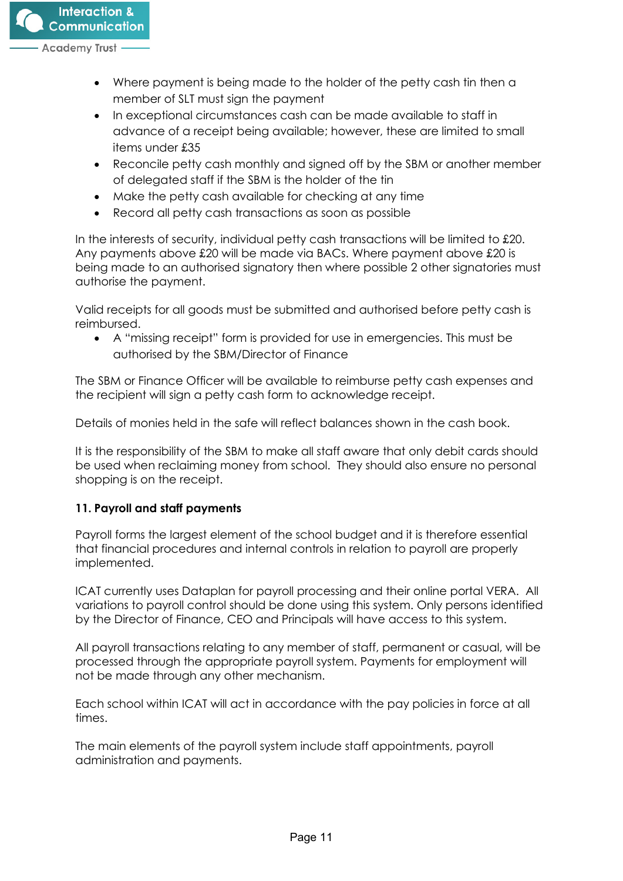- Where payment is being made to the holder of the petty cash tin then a member of SLT must sign the payment
- In exceptional circumstances cash can be made available to staff in advance of a receipt being available; however, these are limited to small items under £35
- Reconcile petty cash monthly and signed off by the SBM or another member of delegated staff if the SBM is the holder of the tin
- Make the petty cash available for checking at any time
- Record all petty cash transactions as soon as possible

In the interests of security, individual petty cash transactions will be limited to £20. Any payments above £20 will be made via BACs. Where payment above £20 is being made to an authorised signatory then where possible 2 other signatories must authorise the payment.

Valid receipts for all goods must be submitted and authorised before petty cash is reimbursed.

- A "missing receipt" form is provided for use in emergencies. This must be authorised by the SBM/Director of Finance

The SBM or Finance Officer will be available to reimburse petty cash expenses and the recipient will sign a petty cash form to acknowledge receipt.

Details of monies held in the safe will reflect balances shown in the cash book.

It is the responsibility of the SBM to make all staff aware that only debit cards should be used when reclaiming money from school. They should also ensure no personal shopping is on the receipt.

**11. Payroll and staff payments**

Payroll forms the largest element of the school budget and it is therefore essential that financial procedures and internal controls in relation to payroll are properly implemented.

ICAT currently uses Dataplan for payroll processing and their online portal VERA. All variations to payroll control should be done using this system. Only persons identified by the Director of Finance, CEO and Principals will have access to this system.

All payroll transactions relating to any member of staff, permanent or casual, will be processed through the appropriate payroll system. Payments for employment will not be made through any other mechanism.

Each school within ICAT will act in accordance with the pay policies in force at all times.

The main elements of the payroll system include staff appointments, payroll administration and payments.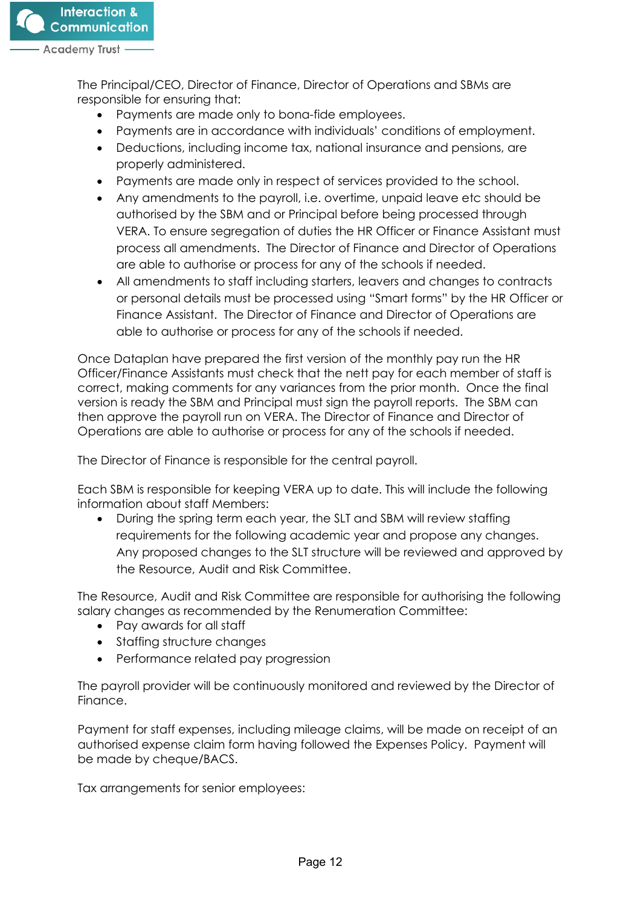The Principal/CEO, Director of Finance, Director of Operations and SBMs are responsible for ensuring that:

- Payments are made only to bona-fide employees.
- Payments are in accordance with individuals' conditions of employment.
- Deductions, including income tax, national insurance and pensions, are properly administered.
- Payments are made only in respect of services provided to the school.
- Any amendments to the payroll, i.e. overtime, unpaid leave etc should be authorised by the SBM and or Principal before being processed through VERA. To ensure segregation of duties the HR Officer or Finance Assistant must process all amendments. The Director of Finance and Director of Operations are able to authorise or process for any of the schools if needed.
- All amendments to staff including starters, leavers and changes to contracts or personal details must be processed using "Smart forms" by the HR Officer or Finance Assistant. The Director of Finance and Director of Operations are able to authorise or process for any of the schools if needed.

Once Dataplan have prepared the first version of the monthly pay run the HR Officer/Finance Assistants must check that the nett pay for each member of staff is correct, making comments for any variances from the prior month. Once the final version is ready the SBM and Principal must sign the payroll reports. The SBM can then approve the payroll run on VERA. The Director of Finance and Director of Operations are able to authorise or process for any of the schools if needed.

The Director of Finance is responsible for the central payroll.

Each SBM is responsible for keeping VERA up to date. This will include the following information about staff Members:

- During the spring term each year, the SLT and SBM will review staffing requirements for the following academic year and propose any changes. Any proposed changes to the SLT structure will be reviewed and approved by the Resource, Audit and Risk Committee.

The Resource, Audit and Risk Committee are responsible for authorising the following salary changes as recommended by the Renumeration Committee:

- Pay awards for all staff
- Staffing structure changes
- Performance related pay progression

The payroll provider will be continuously monitored and reviewed by the Director of Finance.

Payment for staff expenses, including mileage claims, will be made on receipt of an authorised expense claim form having followed the Expenses Policy. Payment will be made by cheque/BACS.

Tax arrangements for senior employees: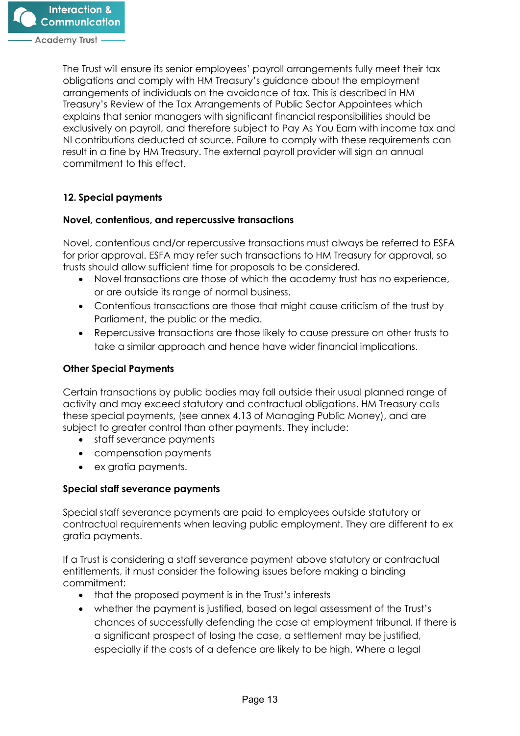The Trust will ensure its senior employees' payroll arrangements fully meet their tax obligations and comply with HM Treasury's guidance about the employment arrangements of individuals on the avoidance of tax. This is described in HM Treasury's Review of the Tax Arrangements of Public Sector Appointees which explains that senior managers with significant financial responsibilities should be exclusively on payroll, and therefore subject to Pay As You Earn with income tax and NI contributions deducted at source. Failure to comply with these requirements can result in a fine by HM Treasury. The external payroll provider will sign an annual commitment to this effect.

## 12. Special payments

### Novel, contentious, and repercussive transactions

Novel, contentious and/or repercussive transactions must always be referred to ESFA for prior approval. ESFA may refer such transactions to HM Treasury for approval, so trusts should allow sufficient time for proposals to be considered.

- Novel transactions are those of which the academy trust has no experience, or are outside its range of normal business.
- Contentious transactions are those that might cause criticism of the trust by Parliament, the public or the media.
- Repercussive transactions are those likely to cause pressure on other trusts to take a similar approach and hence have wider financial implications.

### Other Special Payments

Certain transactions by public bodies may fall outside their usual planned range of activity and may exceed statutory and contractual obligations. HM Treasury calls these special payments, (see annex 4.13 of Managing Public Money), and are subject to greater control than other payments. They include:

- staff severance payments
- compensation payments
- ex gratia payments.

### Special staff severance payments

Special staff severance payments are paid to employees outside statutory or contractual requirements when leaving public employment. They are different to ex gratia payments.

If a Trust is considering a staff severance payment above statutory or contractual entitlements, it must consider the following issues before making a binding commitment:

- that the proposed payment is in the Trust's interests
- whether the payment is justified, based on legal assessment of the Trust's chances of successfully defending the case at employment tribunal. If there is a significant prospect of losing the case, a settlement may be justified, especially if the costs of a defence are likely to be high. Where a legal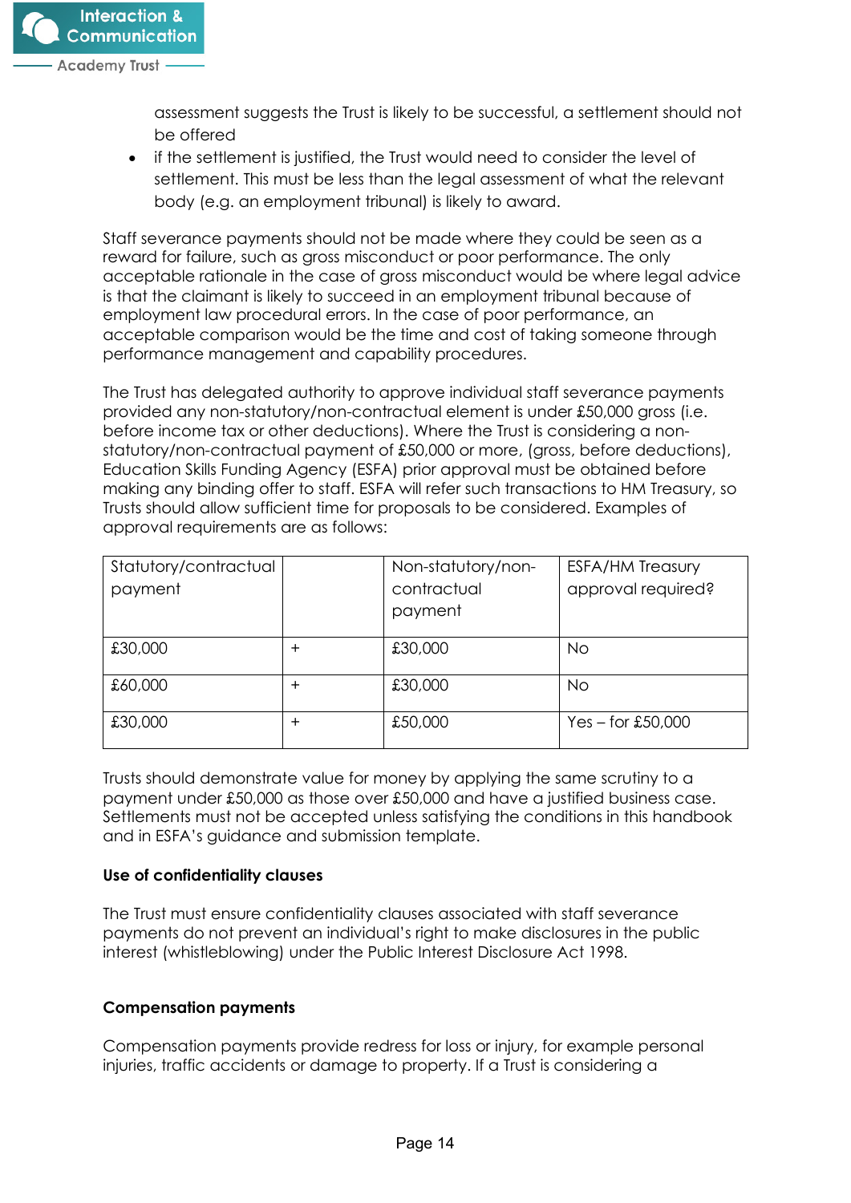assessment suggests the Trust is likely to be successful, a settlement should not be offered

- if the settlement is justified, the Trust would need to consider the level of settlement. This must be less than the legal assessment of what the relevant body (e.g. an employment tribunal) is likely to award.

Staff severance payments should not be made where they could be seen as a reward for failure, such as gross misconduct or poor performance. The only acceptable rationale in the case of gross misconduct would be where legal advice is that the claimant is likely to succeed in an employment tribunal because of employment law procedural errors. In the case of poor performance, an acceptable comparison would be the time and cost of taking someone through performance management and capability procedures.

The Trust has delegated authority to approve individual staff severance payments provided any non-statutory/non-contractual element is under £50,000 gross (i.e. before income tax or other deductions). Where the Trust is considering a non-statutory/non-contractual payment of £50,000 or more, (gross, before deductions), Education Skills Funding Agency (ESFA) prior approval must be obtained before making any binding offer to staff. ESFA will refer such transactions to HM Treasury, so Trusts should allow sufficient time for proposals to be considered. Examples of approval requirements are as follows:

| Statutory/contractual payment | | Non-statutory/non-contractual payment | ESFA/HM Treasury approval required? |
|---|---|---|---|
| £30,000 | + | £30,000 | No |
| £60,000 | + | £30,000 | No |
| £30,000 | + | £50,000 | Yes – for £50,000 |

Trusts should demonstrate value for money by applying the same scrutiny to a payment under £50,000 as those over £50,000 and have a justified business case. Settlements must not be accepted unless satisfying the conditions in this handbook and in ESFA's guidance and submission template.

**Use of confidentiality clauses**

The Trust must ensure confidentiality clauses associated with staff severance payments do not prevent an individual's right to make disclosures in the public interest (whistleblowing) under the Public Interest Disclosure Act 1998.

**Compensation payments**

Compensation payments provide redress for loss or injury, for example personal injuries, traffic accidents or damage to property. If a Trust is considering a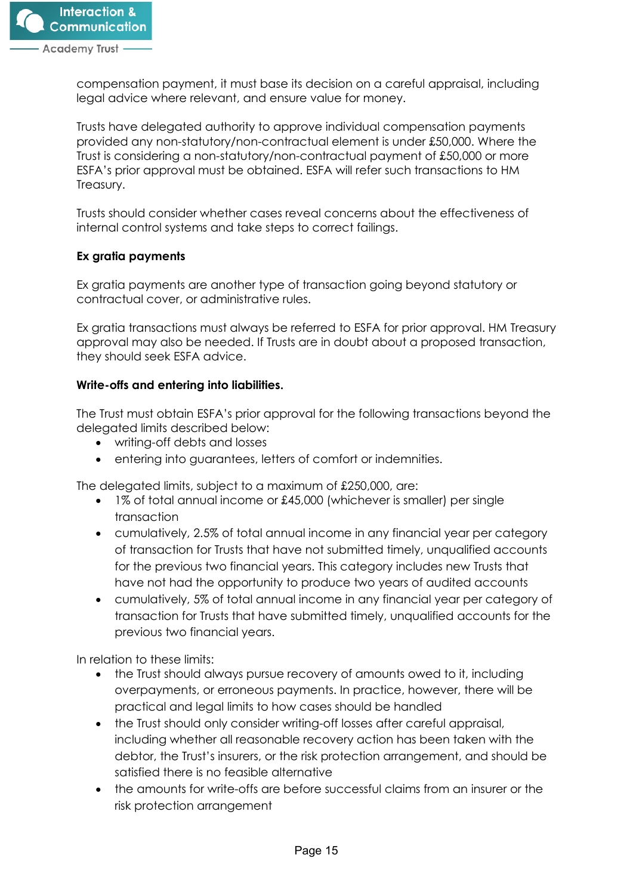compensation payment, it must base its decision on a careful appraisal, including legal advice where relevant, and ensure value for money.

Trusts have delegated authority to approve individual compensation payments provided any non-statutory/non-contractual element is under £50,000. Where the Trust is considering a non-statutory/non-contractual payment of £50,000 or more ESFA's prior approval must be obtained. ESFA will refer such transactions to HM Treasury.

Trusts should consider whether cases reveal concerns about the effectiveness of internal control systems and take steps to correct failings.

**Ex gratia payments**

Ex gratia payments are another type of transaction going beyond statutory or contractual cover, or administrative rules.

Ex gratia transactions must always be referred to ESFA for prior approval. HM Treasury approval may also be needed. If Trusts are in doubt about a proposed transaction, they should seek ESFA advice.

**Write-offs and entering into liabilities.**

The Trust must obtain ESFA's prior approval for the following transactions beyond the delegated limits described below:

- writing-off debts and losses
- entering into guarantees, letters of comfort or indemnities.

The delegated limits, subject to a maximum of £250,000, are:

- 1% of total annual income or £45,000 (whichever is smaller) per single transaction
- cumulatively, 2.5% of total annual income in any financial year per category of transaction for Trusts that have not submitted timely, unqualified accounts for the previous two financial years. This category includes new Trusts that have not had the opportunity to produce two years of audited accounts
- cumulatively, 5% of total annual income in any financial year per category of transaction for Trusts that have submitted timely, unqualified accounts for the previous two financial years.

In relation to these limits:

- the Trust should always pursue recovery of amounts owed to it, including overpayments, or erroneous payments. In practice, however, there will be practical and legal limits to how cases should be handled
- the Trust should only consider writing-off losses after careful appraisal, including whether all reasonable recovery action has been taken with the debtor, the Trust's insurers, or the risk protection arrangement, and should be satisfied there is no feasible alternative
- the amounts for write-offs are before successful claims from an insurer or the risk protection arrangement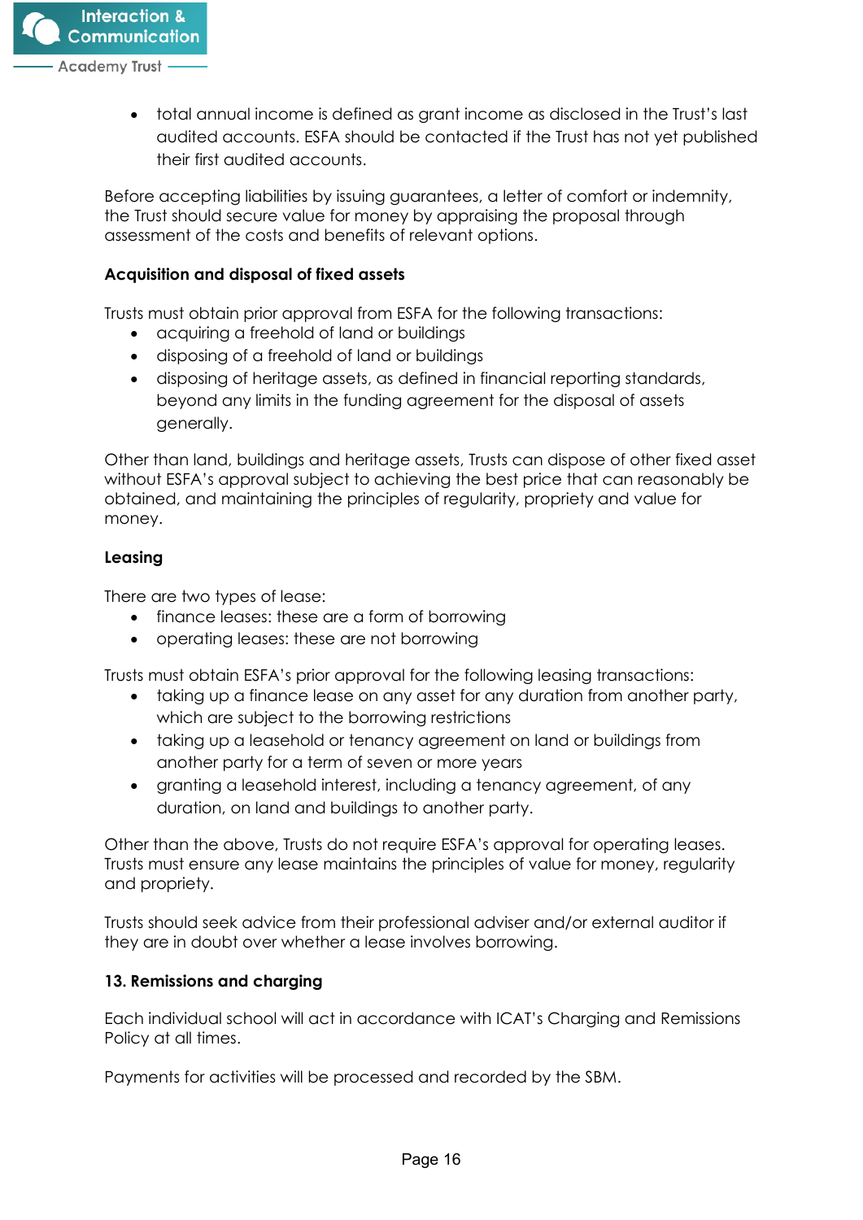- total annual income is defined as grant income as disclosed in the Trust's last audited accounts. ESFA should be contacted if the Trust has not yet published their first audited accounts.

Before accepting liabilities by issuing guarantees, a letter of comfort or indemnity, the Trust should secure value for money by appraising the proposal through assessment of the costs and benefits of relevant options.

**Acquisition and disposal of fixed assets**

Trusts must obtain prior approval from ESFA for the following transactions:

- acquiring a freehold of land or buildings
- disposing of a freehold of land or buildings
- disposing of heritage assets, as defined in financial reporting standards, beyond any limits in the funding agreement for the disposal of assets generally.

Other than land, buildings and heritage assets, Trusts can dispose of other fixed asset without ESFA's approval subject to achieving the best price that can reasonably be obtained, and maintaining the principles of regularity, propriety and value for money.

**Leasing**

There are two types of lease:

- finance leases: these are a form of borrowing
- operating leases: these are not borrowing

Trusts must obtain ESFA's prior approval for the following leasing transactions:

- taking up a finance lease on any asset for any duration from another party, which are subject to the borrowing restrictions
- taking up a leasehold or tenancy agreement on land or buildings from another party for a term of seven or more years
- granting a leasehold interest, including a tenancy agreement, of any duration, on land and buildings to another party.

Other than the above, Trusts do not require ESFA's approval for operating leases. Trusts must ensure any lease maintains the principles of value for money, regularity and propriety.

Trusts should seek advice from their professional adviser and/or external auditor if they are in doubt over whether a lease involves borrowing.

## 13. Remissions and charging

Each individual school will act in accordance with ICAT's Charging and Remissions Policy at all times.

Payments for activities will be processed and recorded by the SBM.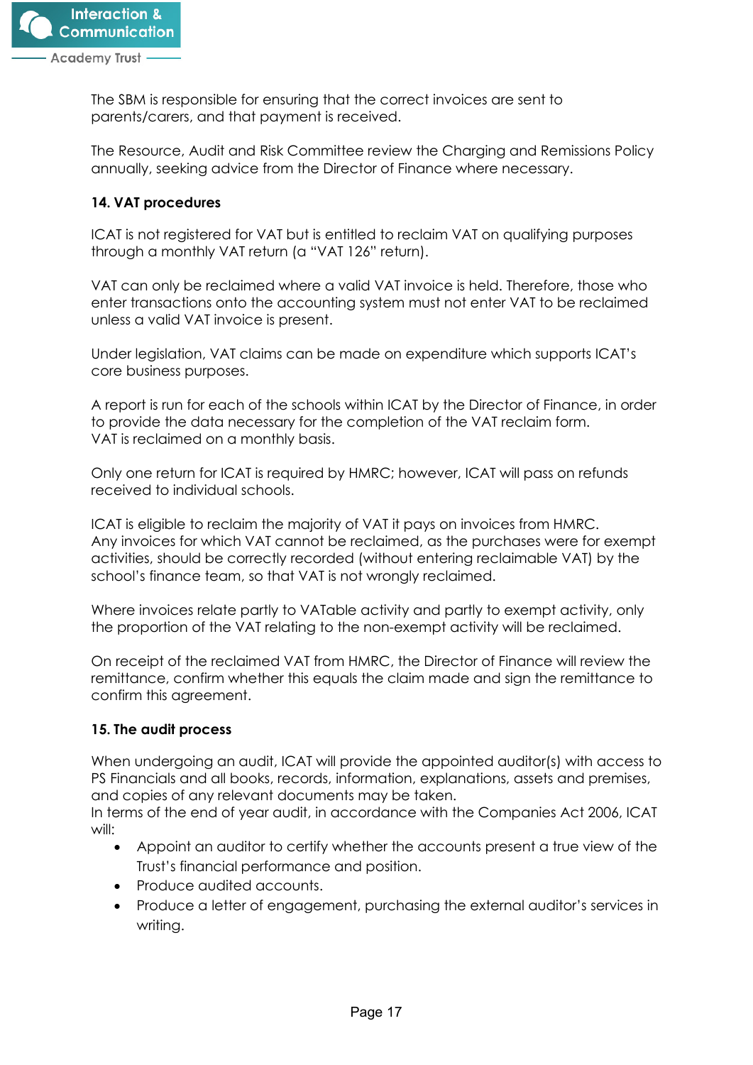The SBM is responsible for ensuring that the correct invoices are sent to parents/carers, and that payment is received.

The Resource, Audit and Risk Committee review the Charging and Remissions Policy annually, seeking advice from the Director of Finance where necessary.

**14. VAT procedures**

ICAT is not registered for VAT but is entitled to reclaim VAT on qualifying purposes through a monthly VAT return (a "VAT 126" return).

VAT can only be reclaimed where a valid VAT invoice is held. Therefore, those who enter transactions onto the accounting system must not enter VAT to be reclaimed unless a valid VAT invoice is present.

Under legislation, VAT claims can be made on expenditure which supports ICAT's core business purposes.

A report is run for each of the schools within ICAT by the Director of Finance, in order to provide the data necessary for the completion of the VAT reclaim form.
VAT is reclaimed on a monthly basis.

Only one return for ICAT is required by HMRC; however, ICAT will pass on refunds received to individual schools.

ICAT is eligible to reclaim the majority of VAT it pays on invoices from HMRC.
Any invoices for which VAT cannot be reclaimed, as the purchases were for exempt activities, should be correctly recorded (without entering reclaimable VAT) by the school's finance team, so that VAT is not wrongly reclaimed.

Where invoices relate partly to VATable activity and partly to exempt activity, only the proportion of the VAT relating to the non-exempt activity will be reclaimed.

On receipt of the reclaimed VAT from HMRC, the Director of Finance will review the remittance, confirm whether this equals the claim made and sign the remittance to confirm this agreement.

**15. The audit process**

When undergoing an audit, ICAT will provide the appointed auditor(s) with access to PS Financials and all books, records, information, explanations, assets and premises, and copies of any relevant documents may be taken.
In terms of the end of year audit, in accordance with the Companies Act 2006, ICAT will:

- Appoint an auditor to certify whether the accounts present a true view of the Trust's financial performance and position.
- Produce audited accounts.
- Produce a letter of engagement, purchasing the external auditor's services in writing.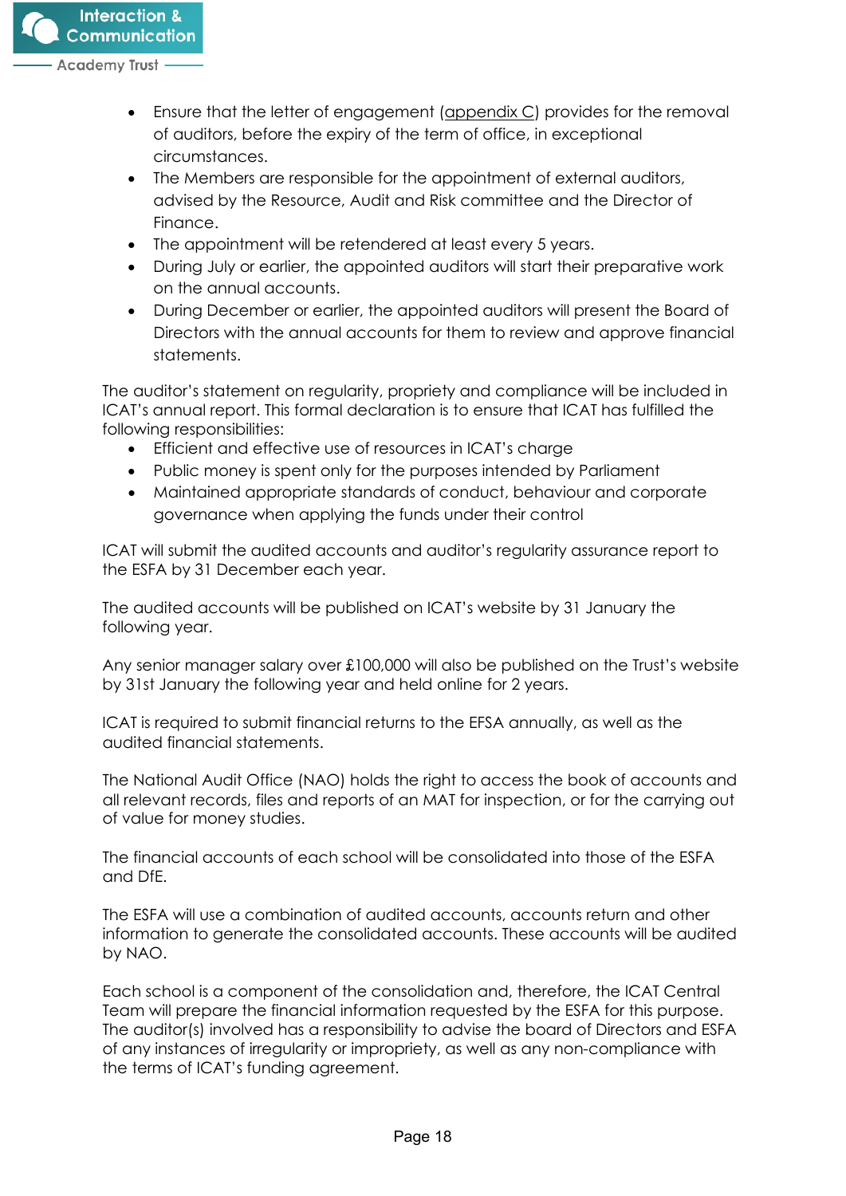- Ensure that the letter of engagement (appendix C) provides for the removal of auditors, before the expiry of the term of office, in exceptional circumstances.
- The Members are responsible for the appointment of external auditors, advised by the Resource, Audit and Risk committee and the Director of Finance.
- The appointment will be retendered at least every 5 years.
- During July or earlier, the appointed auditors will start their preparative work on the annual accounts.
- During December or earlier, the appointed auditors will present the Board of Directors with the annual accounts for them to review and approve financial statements.

The auditor's statement on regularity, propriety and compliance will be included in ICAT's annual report. This formal declaration is to ensure that ICAT has fulfilled the following responsibilities:

- Efficient and effective use of resources in ICAT's charge
- Public money is spent only for the purposes intended by Parliament
- Maintained appropriate standards of conduct, behaviour and corporate governance when applying the funds under their control

ICAT will submit the audited accounts and auditor's regularity assurance report to the ESFA by 31 December each year.

The audited accounts will be published on ICAT's website by 31 January the following year.

Any senior manager salary over £100,000 will also be published on the Trust's website by 31st January the following year and held online for 2 years.

ICAT is required to submit financial returns to the EFSA annually, as well as the audited financial statements.

The National Audit Office (NAO) holds the right to access the book of accounts and all relevant records, files and reports of an MAT for inspection, or for the carrying out of value for money studies.

The financial accounts of each school will be consolidated into those of the ESFA and DfE.

The ESFA will use a combination of audited accounts, accounts return and other information to generate the consolidated accounts. These accounts will be audited by NAO.

Each school is a component of the consolidation and, therefore, the ICAT Central Team will prepare the financial information requested by the ESFA for this purpose. The auditor(s) involved has a responsibility to advise the board of Directors and ESFA of any instances of irregularity or impropriety, as well as any non-compliance with the terms of ICAT's funding agreement.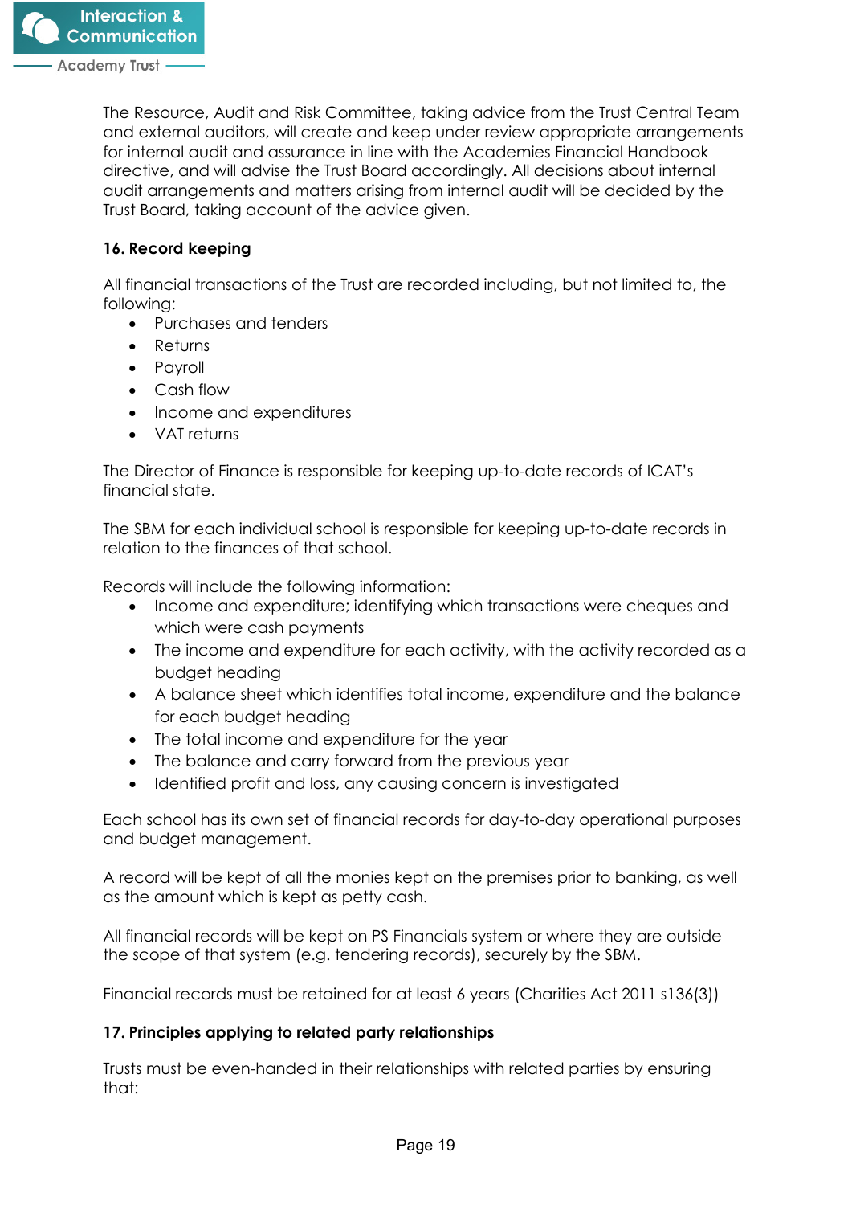The Resource, Audit and Risk Committee, taking advice from the Trust Central Team and external auditors, will create and keep under review appropriate arrangements for internal audit and assurance in line with the Academies Financial Handbook directive, and will advise the Trust Board accordingly. All decisions about internal audit arrangements and matters arising from internal audit will be decided by the Trust Board, taking account of the advice given.

## 16. Record keeping

All financial transactions of the Trust are recorded including, but not limited to, the following:

- Purchases and tenders
- Returns
- Payroll
- Cash flow
- Income and expenditures
- VAT returns

The Director of Finance is responsible for keeping up-to-date records of ICAT's financial state.

The SBM for each individual school is responsible for keeping up-to-date records in relation to the finances of that school.

Records will include the following information:

- Income and expenditure; identifying which transactions were cheques and which were cash payments
- The income and expenditure for each activity, with the activity recorded as a budget heading
- A balance sheet which identifies total income, expenditure and the balance for each budget heading
- The total income and expenditure for the year
- The balance and carry forward from the previous year
- Identified profit and loss, any causing concern is investigated

Each school has its own set of financial records for day-to-day operational purposes and budget management.

A record will be kept of all the monies kept on the premises prior to banking, as well as the amount which is kept as petty cash.

All financial records will be kept on PS Financials system or where they are outside the scope of that system (e.g. tendering records), securely by the SBM.

Financial records must be retained for at least 6 years (Charities Act 2011 s136(3))

## 17. Principles applying to related party relationships

Trusts must be even-handed in their relationships with related parties by ensuring that: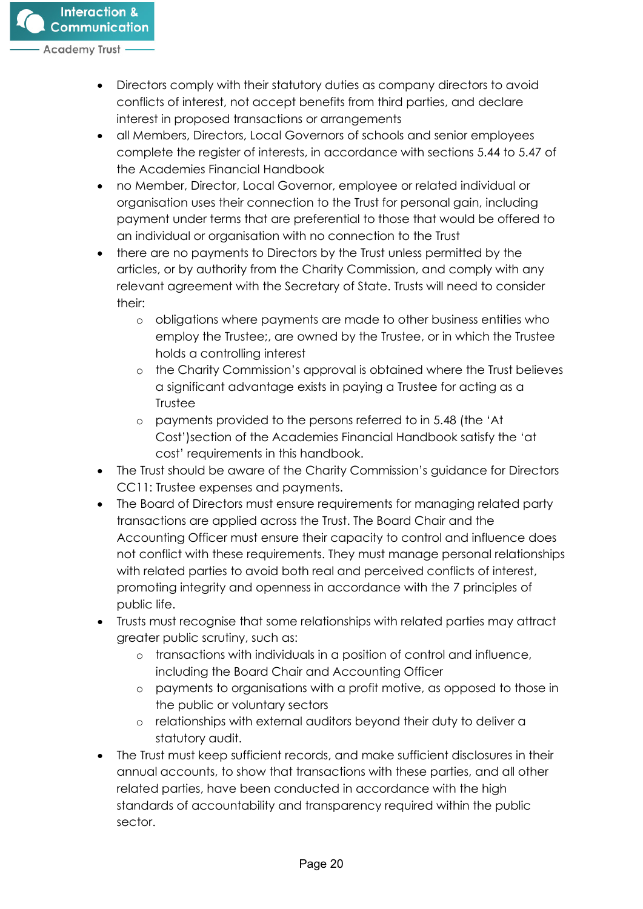- Directors comply with their statutory duties as company directors to avoid conflicts of interest, not accept benefits from third parties, and declare interest in proposed transactions or arrangements
- all Members, Directors, Local Governors of schools and senior employees complete the register of interests, in accordance with sections 5.44 to 5.47 of the Academies Financial Handbook
- no Member, Director, Local Governor, employee or related individual or organisation uses their connection to the Trust for personal gain, including payment under terms that are preferential to those that would be offered to an individual or organisation with no connection to the Trust
- there are no payments to Directors by the Trust unless permitted by the articles, or by authority from the Charity Commission, and comply with any relevant agreement with the Secretary of State. Trusts will need to consider their:
    - obligations where payments are made to other business entities who employ the Trustee;, are owned by the Trustee, or in which the Trustee holds a controlling interest
    - the Charity Commission's approval is obtained where the Trust believes a significant advantage exists in paying a Trustee for acting as a Trustee
    - payments provided to the persons referred to in 5.48 (the 'At Cost')section of the Academies Financial Handbook satisfy the 'at cost' requirements in this handbook.
- The Trust should be aware of the Charity Commission's guidance for Directors CC11: Trustee expenses and payments.
- The Board of Directors must ensure requirements for managing related party transactions are applied across the Trust. The Board Chair and the Accounting Officer must ensure their capacity to control and influence does not conflict with these requirements. They must manage personal relationships with related parties to avoid both real and perceived conflicts of interest, promoting integrity and openness in accordance with the 7 principles of public life.
- Trusts must recognise that some relationships with related parties may attract greater public scrutiny, such as:
    - transactions with individuals in a position of control and influence, including the Board Chair and Accounting Officer
    - payments to organisations with a profit motive, as opposed to those in the public or voluntary sectors
    - relationships with external auditors beyond their duty to deliver a statutory audit.
- The Trust must keep sufficient records, and make sufficient disclosures in their annual accounts, to show that transactions with these parties, and all other related parties, have been conducted in accordance with the high standards of accountability and transparency required within the public sector.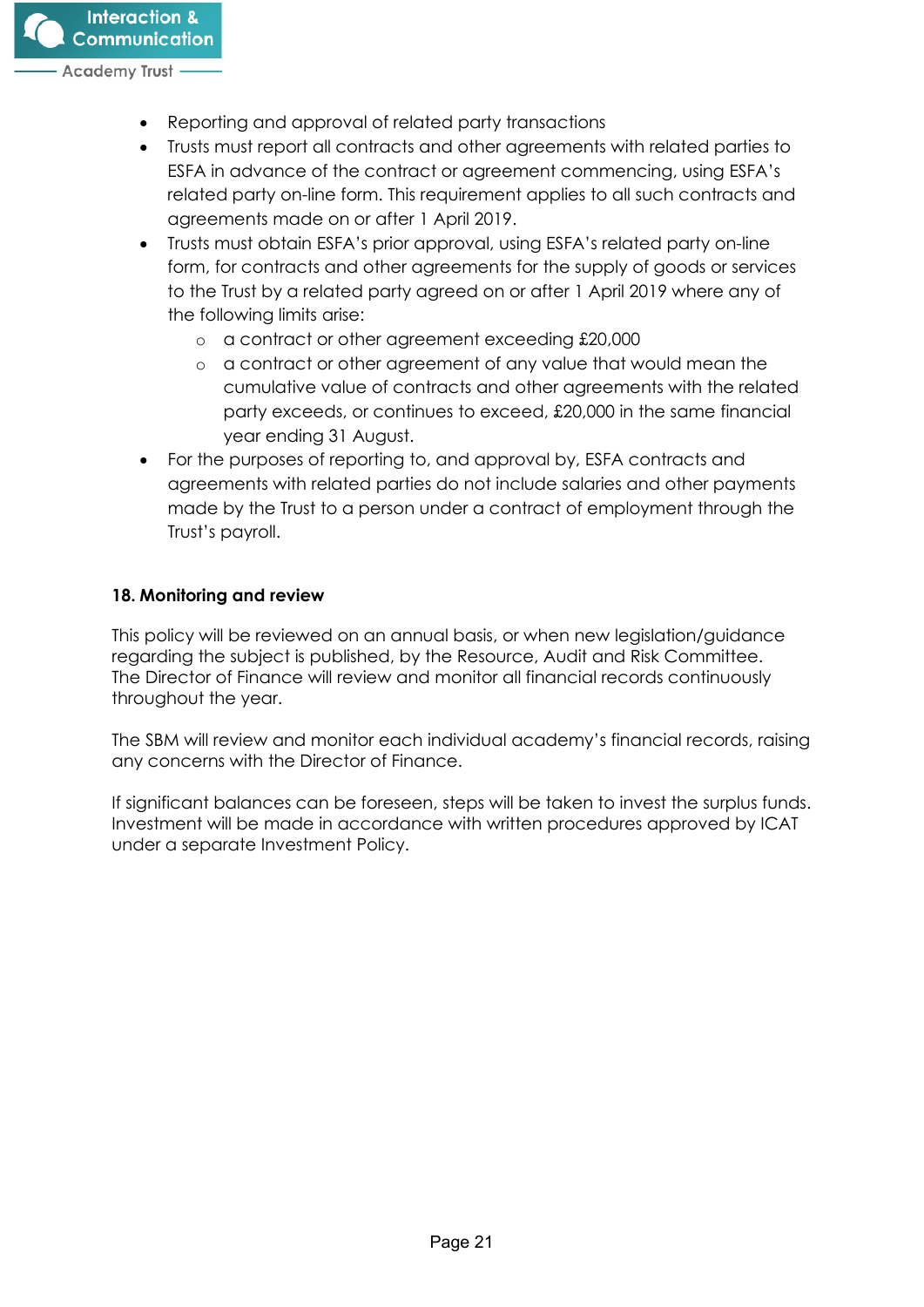- Reporting and approval of related party transactions
- Trusts must report all contracts and other agreements with related parties to ESFA in advance of the contract or agreement commencing, using ESFA's related party on-line form. This requirement applies to all such contracts and agreements made on or after 1 April 2019.
- Trusts must obtain ESFA's prior approval, using ESFA's related party on-line form, for contracts and other agreements for the supply of goods or services to the Trust by a related party agreed on or after 1 April 2019 where any of the following limits arise:
  - a contract or other agreement exceeding £20,000
  - a contract or other agreement of any value that would mean the cumulative value of contracts and other agreements with the related party exceeds, or continues to exceed, £20,000 in the same financial year ending 31 August.
- For the purposes of reporting to, and approval by, ESFA contracts and agreements with related parties do not include salaries and other payments made by the Trust to a person under a contract of employment through the Trust's payroll.

**18. Monitoring and review**

This policy will be reviewed on an annual basis, or when new legislation/guidance regarding the subject is published, by the Resource, Audit and Risk Committee. The Director of Finance will review and monitor all financial records continuously throughout the year.

The SBM will review and monitor each individual academy's financial records, raising any concerns with the Director of Finance.

If significant balances can be foreseen, steps will be taken to invest the surplus funds. Investment will be made in accordance with written procedures approved by ICAT under a separate Investment Policy.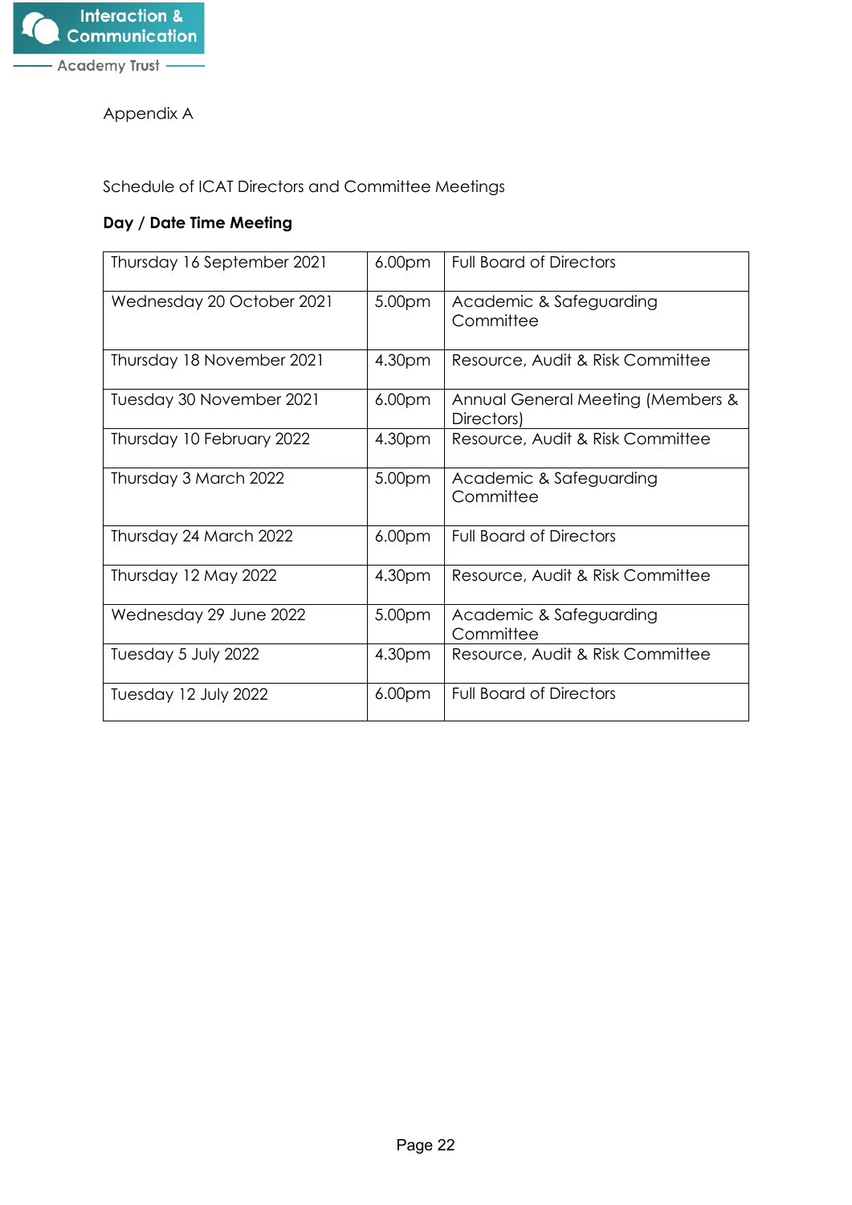Appendix A

Schedule of ICAT Directors and Committee Meetings

**Day / Date Time Meeting**

| Day / Date | Time | Meeting |
|---|---|---|
| Thursday 16 September 2021 | 6.00pm | Full Board of Directors |
| Wednesday 20 October 2021 | 5.00pm | Academic & Safeguarding Committee |
| Thursday 18 November 2021 | 4.30pm | Resource, Audit & Risk Committee |
| Tuesday 30 November 2021 | 6.00pm | Annual General Meeting (Members & Directors) |
| Thursday 10 February 2022 | 4.30pm | Resource, Audit & Risk Committee |
| Thursday 3 March 2022 | 5.00pm | Academic & Safeguarding Committee |
| Thursday 24 March 2022 | 6.00pm | Full Board of Directors |
| Thursday 12 May 2022 | 4.30pm | Resource, Audit & Risk Committee |
| Wednesday 29 June 2022 | 5.00pm | Academic & Safeguarding Committee |
| Tuesday 5 July 2022 | 4.30pm | Resource, Audit & Risk Committee |
| Tuesday 12 July 2022 | 6.00pm | Full Board of Directors |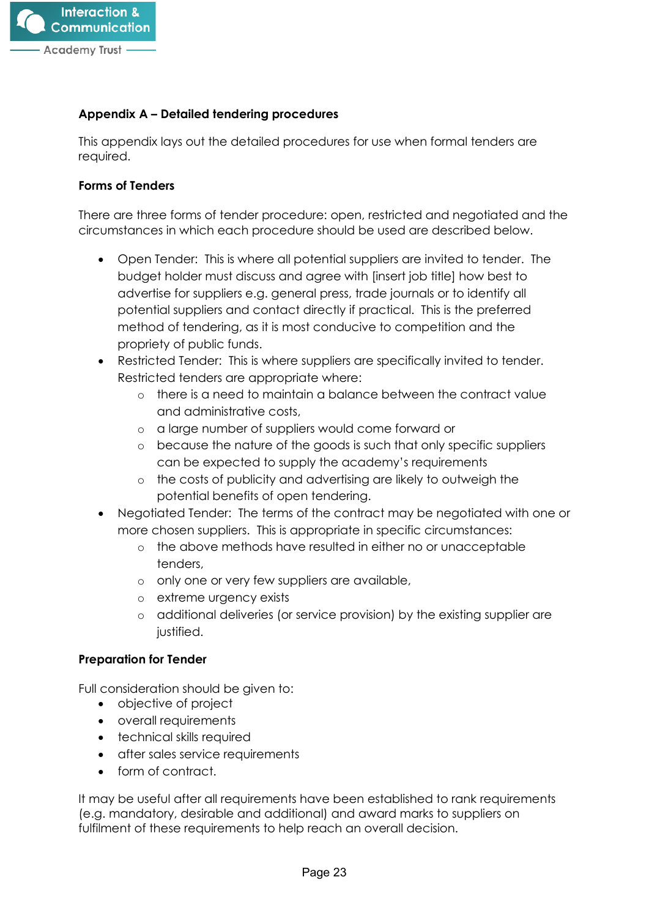## Appendix A – Detailed tendering procedures

This appendix lays out the detailed procedures for use when formal tenders are required.

### Forms of Tenders

There are three forms of tender procedure: open, restricted and negotiated and the circumstances in which each procedure should be used are described below.

- Open Tender: This is where all potential suppliers are invited to tender. The budget holder must discuss and agree with [insert job title] how best to advertise for suppliers e.g. general press, trade journals or to identify all potential suppliers and contact directly if practical. This is the preferred method of tendering, as it is most conducive to competition and the propriety of public funds.
- Restricted Tender: This is where suppliers are specifically invited to tender. Restricted tenders are appropriate where:
    - there is a need to maintain a balance between the contract value and administrative costs,
    - a large number of suppliers would come forward or
    - because the nature of the goods is such that only specific suppliers can be expected to supply the academy's requirements
    - the costs of publicity and advertising are likely to outweigh the potential benefits of open tendering.
- Negotiated Tender: The terms of the contract may be negotiated with one or more chosen suppliers. This is appropriate in specific circumstances:
    - the above methods have resulted in either no or unacceptable tenders,
    - only one or very few suppliers are available,
    - extreme urgency exists
    - additional deliveries (or service provision) by the existing supplier are justified.

### Preparation for Tender

Full consideration should be given to:

- objective of project
- overall requirements
- technical skills required
- after sales service requirements
- form of contract.

It may be useful after all requirements have been established to rank requirements (e.g. mandatory, desirable and additional) and award marks to suppliers on fulfilment of these requirements to help reach an overall decision.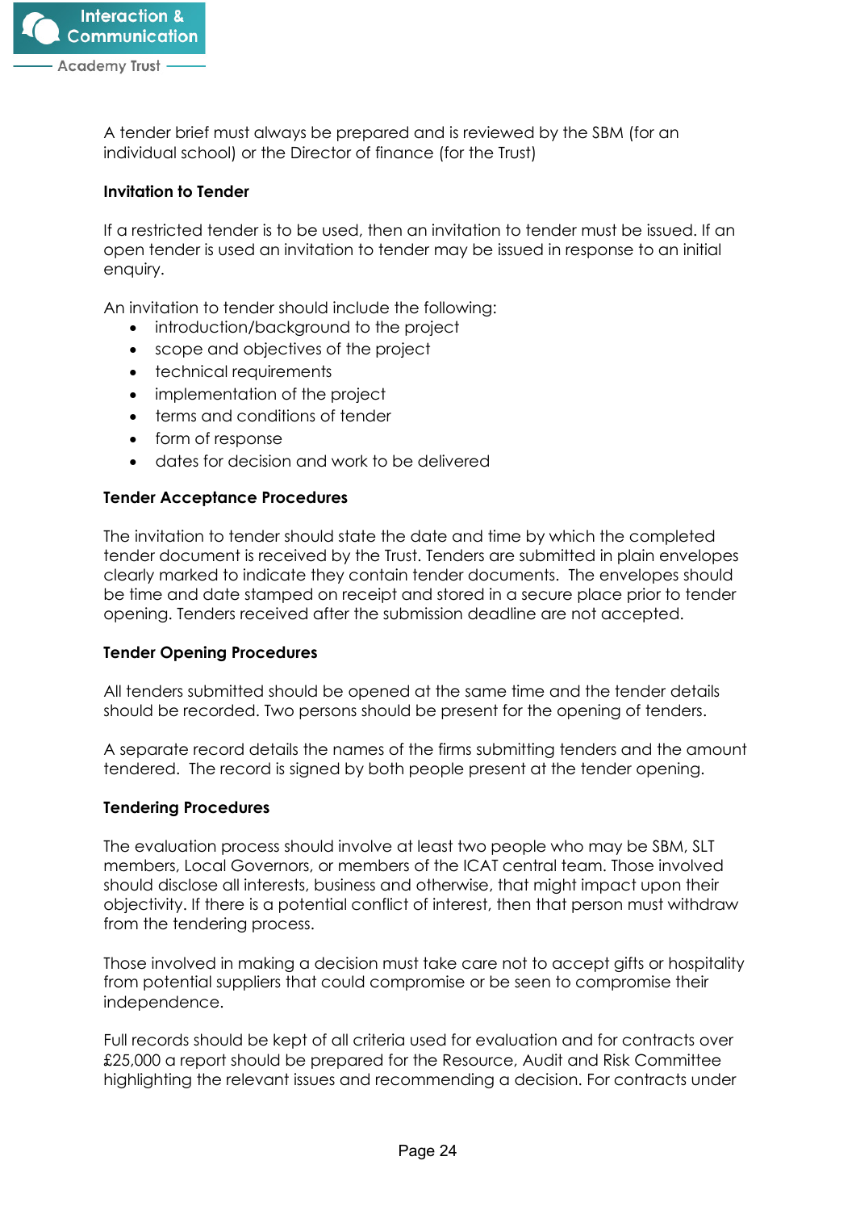A tender brief must always be prepared and is reviewed by the SBM (for an individual school) or the Director of finance (for the Trust)

**Invitation to Tender**

If a restricted tender is to be used, then an invitation to tender must be issued. If an open tender is used an invitation to tender may be issued in response to an initial enquiry.

An invitation to tender should include the following:

- introduction/background to the project
- scope and objectives of the project
- technical requirements
- implementation of the project
- terms and conditions of tender
- form of response
- dates for decision and work to be delivered

**Tender Acceptance Procedures**

The invitation to tender should state the date and time by which the completed tender document is received by the Trust. Tenders are submitted in plain envelopes clearly marked to indicate they contain tender documents. The envelopes should be time and date stamped on receipt and stored in a secure place prior to tender opening. Tenders received after the submission deadline are not accepted.

**Tender Opening Procedures**

All tenders submitted should be opened at the same time and the tender details should be recorded. Two persons should be present for the opening of tenders.

A separate record details the names of the firms submitting tenders and the amount tendered. The record is signed by both people present at the tender opening.

**Tendering Procedures**

The evaluation process should involve at least two people who may be SBM, SLT members, Local Governors, or members of the ICAT central team. Those involved should disclose all interests, business and otherwise, that might impact upon their objectivity. If there is a potential conflict of interest, then that person must withdraw from the tendering process.

Those involved in making a decision must take care not to accept gifts or hospitality from potential suppliers that could compromise or be seen to compromise their independence.

Full records should be kept of all criteria used for evaluation and for contracts over £25,000 a report should be prepared for the Resource, Audit and Risk Committee highlighting the relevant issues and recommending a decision. For contracts under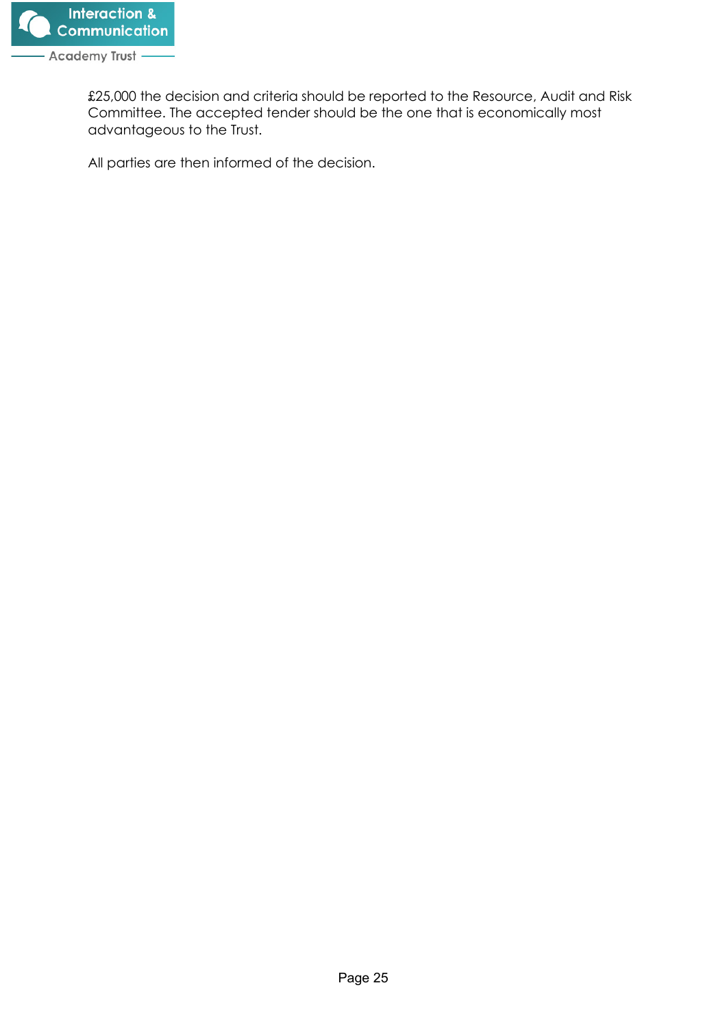£25,000 the decision and criteria should be reported to the Resource, Audit and Risk Committee. The accepted tender should be the one that is economically most advantageous to the Trust.

All parties are then informed of the decision.